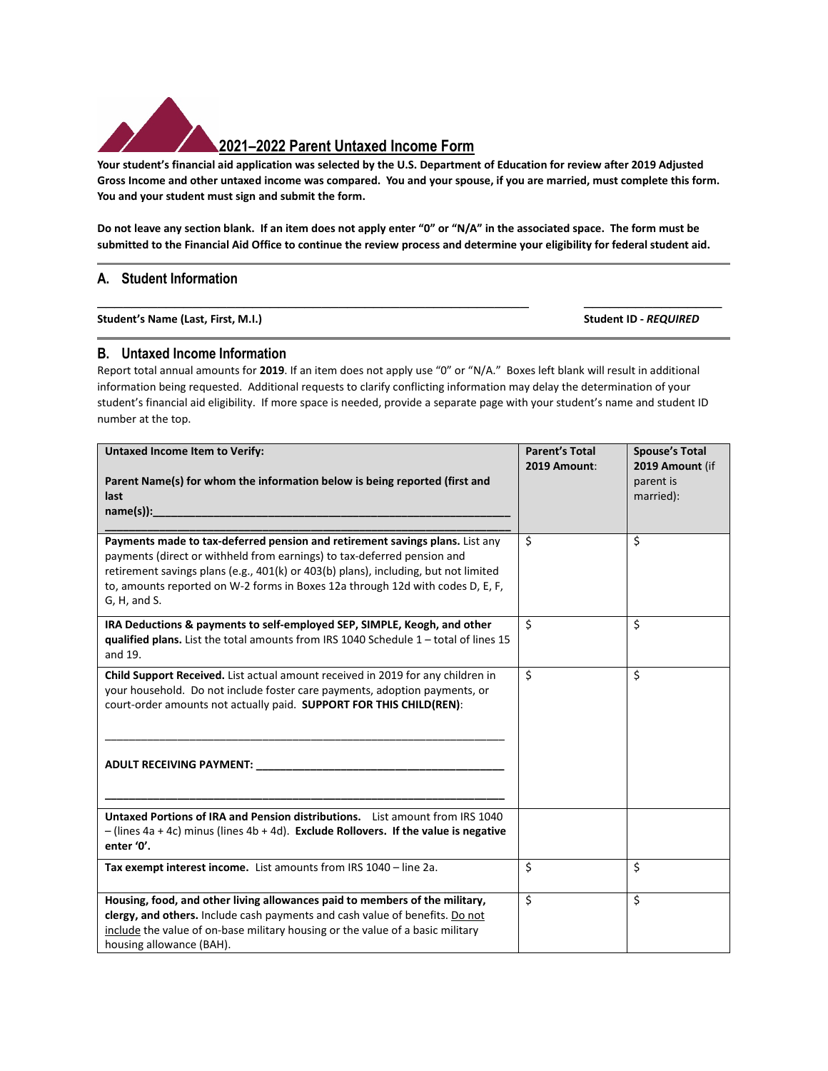# 2021–2022 Parent Untaxed Income Form

**Your student's financial aid application was selected by the U.S. Department of Education for review after 2019 Adjusted Gross Income and other untaxed income was compared. You and your spouse, if you are married, must complete this form. You and your student must sign and submit the form.**

**Do not leave any section blank. If an item does not apply enter "0" or "N/A" in the associated space. The form must be submitted to the Financial Aid Office to continue the review process and determine your eligibility for federal student aid.**

## A. Student Information

_______________________________________________________________ ____________________

**Student's Name (Last, First, M.I.)** **Student ID -** ***REQUIRED***

## B. Untaxed Income Information

Report total annual amounts for **2019**. If an item does not apply use "0" or "N/A." Boxes left blank will result in additional information being requested. Additional requests to clarify conflicting information may delay the determination of your student's financial aid eligibility. If more space is needed, provide a separate page with your student's name and student ID number at the top.

| **Untaxed Income Item to Verify:**<br><br>**Parent Name(s) for whom the information below is being reported (first and last name(s)):**_______________________________________________ | **Parent's Total 2019 Amount**: | **Spouse's Total 2019 Amount** (if parent is married): |
|---|---|---|
| **Payments made to tax-deferred pension and retirement savings plans.** List any payments (direct or withheld from earnings) to tax-deferred pension and retirement savings plans (e.g., 401(k) or 403(b) plans), including, but not limited to, amounts reported on W-2 forms in Boxes 12a through 12d with codes D, E, F, G, H, and S. | $ | $ |
| **IRA Deductions & payments to self-employed SEP, SIMPLE, Keogh, and other qualified plans.** List the total amounts from IRS 1040 Schedule 1 – total of lines 15 and 19. | $ | $ |
| **Child Support Received.** List actual amount received in 2019 for any children in your household. Do not include foster care payments, adoption payments, or court-order amounts not actually paid. **SUPPORT FOR THIS CHILD(REN)**:<br><br>_______________________________________________<br><br>**ADULT RECEIVING PAYMENT:** ______________________________<br><br>_______________________________________________ | $ | $ |
| **Untaxed Portions of IRA and Pension distributions.** List amount from IRS 1040 – (lines 4a + 4c) minus (lines 4b + 4d). **Exclude Rollovers. If the value is negative enter '0'.** | | |
| **Tax exempt interest income.** List amounts from IRS 1040 – line 2a. | $ | $ |
| **Housing, food, and other living allowances paid to members of the military, clergy, and others.** Include cash payments and cash value of benefits. Do not include the value of on-base military housing or the value of a basic military housing allowance (BAH). | $ | $ |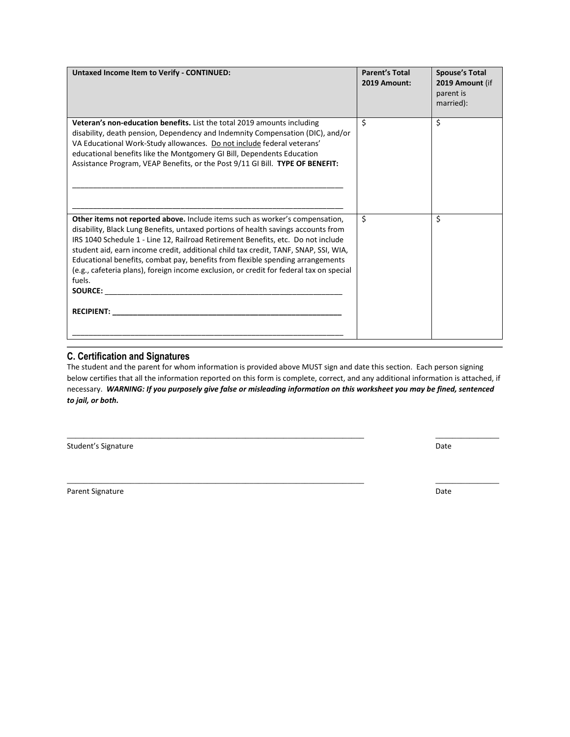| Untaxed Income Item to Verify - CONTINUED: | Parent's Total 2019 Amount: | Spouse's Total 2019 Amount (if parent is married): |
|---|---|---|
| **Veteran's non-education benefits.** List the total 2019 amounts including disability, death pension, Dependency and Indemnity Compensation (DIC), and/or VA Educational Work-Study allowances. Do not include federal veterans' educational benefits like the Montgomery GI Bill, Dependents Education Assistance Program, VEAP Benefits, or the Post 9/11 GI Bill. **TYPE OF BENEFIT:** ______________________________ ______________________________ | $ | $ |
| **Other items not reported above.** Include items such as worker's compensation, disability, Black Lung Benefits, untaxed portions of health savings accounts from IRS 1040 Schedule 1 - Line 12, Railroad Retirement Benefits, etc. Do not include student aid, earn income credit, additional child tax credit, TANF, SNAP, SSI, WIA, Educational benefits, combat pay, benefits from flexible spending arrangements (e.g., cafeteria plans), foreign income exclusion, or credit for federal tax on special fuels. **SOURCE:** ______________________________ **RECIPIENT:** ______________________________ ______________________________ | $ | $ |

## C. Certification and Signatures

The student and the parent for whom information is provided above MUST sign and date this section. Each person signing below certifies that all the information reported on this form is complete, correct, and any additional information is attached, if necessary. ***WARNING: If you purposely give false or misleading information on this worksheet you may be fined, sentenced to jail, or both.***

______________________________________________________ ______________

Student's Signature Date

______________________________________________________ ______________

Parent Signature Date